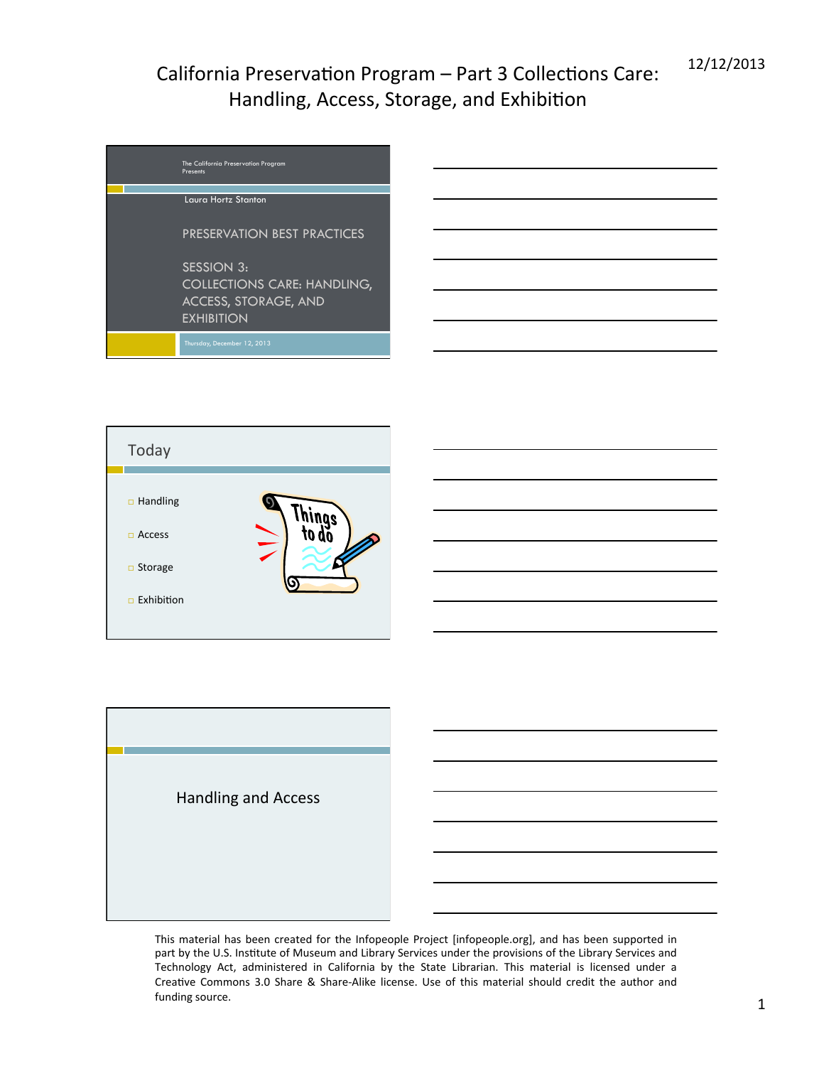# California Preservation Program – Part 3 Collections Care: Handling, Access, Storage, and Exhibition

12/12/2013

The California Preservation Program Presents

Laura Hortz Stanton

PRESERVATION BEST PRACTICES

SESSION 3: COLLECTIONS CARE: HANDLING, ACCESS, STORAGE, AND EXHIBITION

Thursday, December 12, 2013

## Today

- Handling
- Access
- Storage
- Exhibition

Things to do

## Handling and Access

This material has been created for the Infopeople Project [infopeople.org], and has been supported in part by the U.S. Institute of Museum and Library Services under the provisions of the Library Services and Technology Act, administered in California by the State Librarian. This material is licensed under a Creative Commons 3.0 Share & Share-Alike license. Use of this material should credit the author and funding source.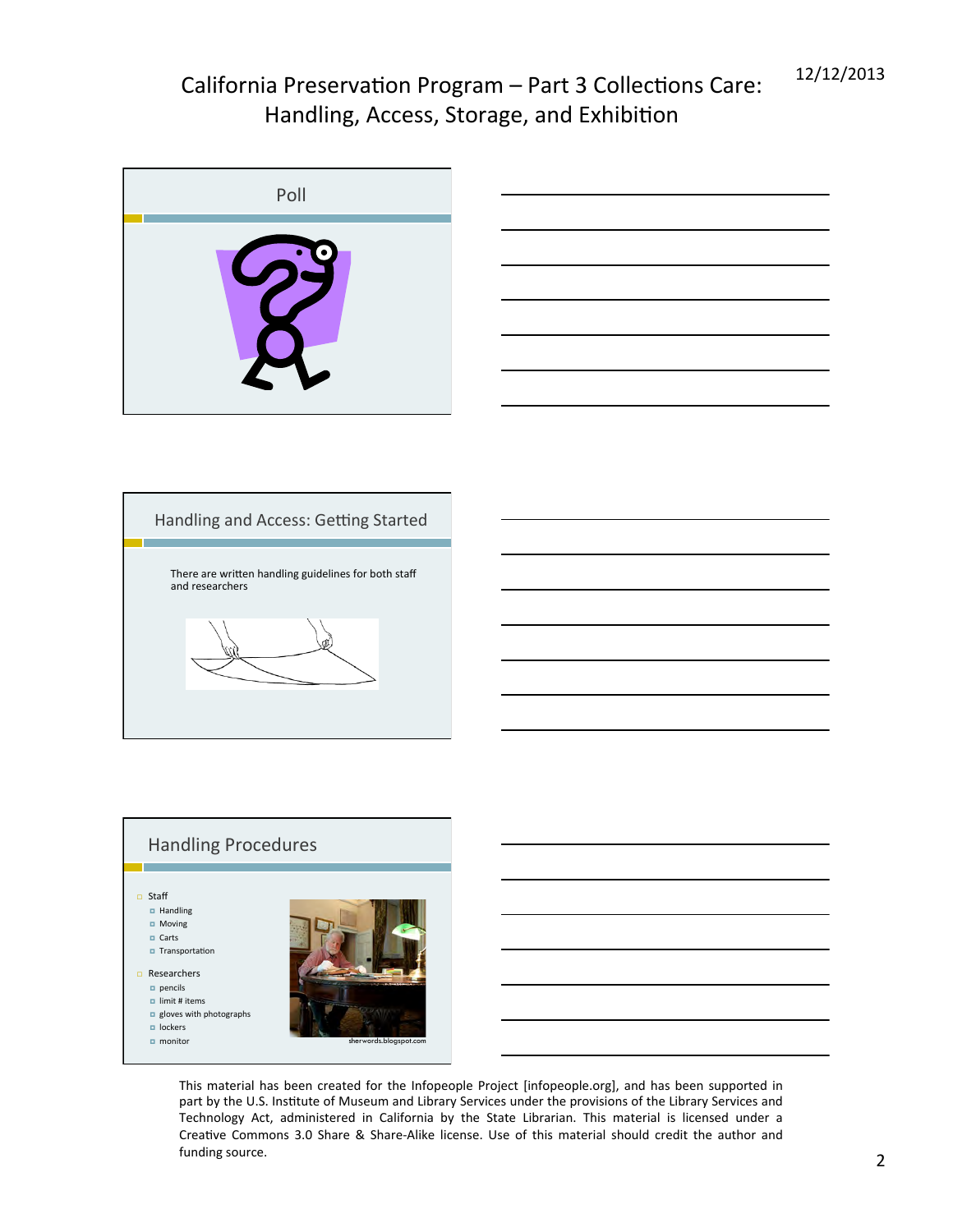## Poll

## Handling and Access: Getting Started

There are written handling guidelines for both staff and researchers

## Handling Procedures

- Staff
  - Handling
  - Moving
  - Carts
  - Transportation
- Researchers
  - pencils
  - limit # items
  - gloves with photographs
  - lockers
  - monitor

sherwords.blogspot.com

This material has been created for the Infopeople Project [infopeople.org], and has been supported in part by the U.S. Institute of Museum and Library Services under the provisions of the Library Services and Technology Act, administered in California by the State Librarian. This material is licensed under a Creative Commons 3.0 Share & Share-Alike license. Use of this material should credit the author and funding source.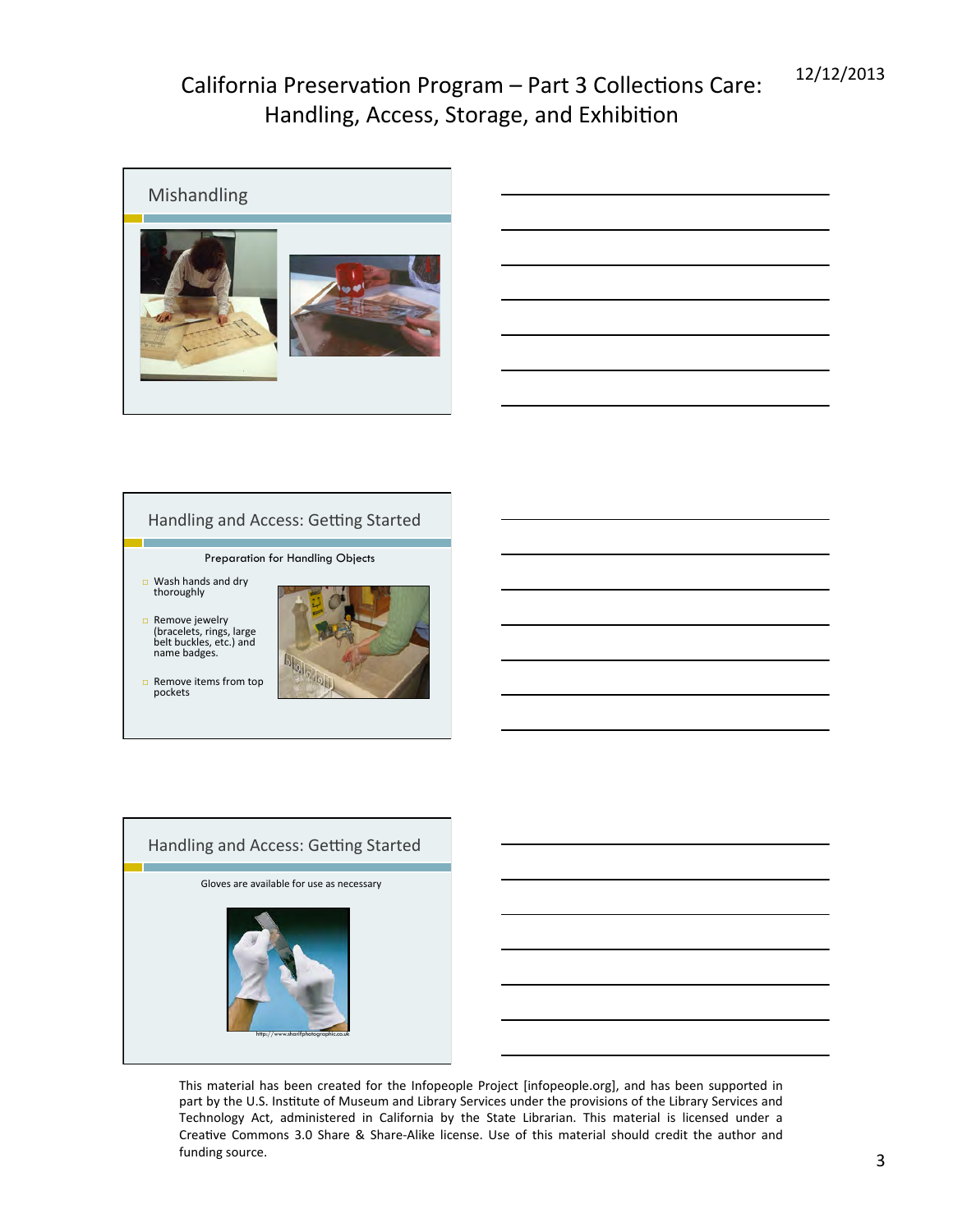## Mishandling

## Handling and Access: Getting Started

Preparation for Handling Objects

- Wash hands and dry thoroughly
- Remove jewelry (bracelets, rings, large belt buckles, etc.) and name badges.
- Remove items from top pockets

## Handling and Access: Getting Started

Gloves are available for use as necessary

http://www.sharifphotographic.co.uk

This material has been created for the Infopeople Project [infopeople.org], and has been supported in part by the U.S. Institute of Museum and Library Services under the provisions of the Library Services and Technology Act, administered in California by the State Librarian. This material is licensed under a Creative Commons 3.0 Share & Share-Alike license. Use of this material should credit the author and funding source.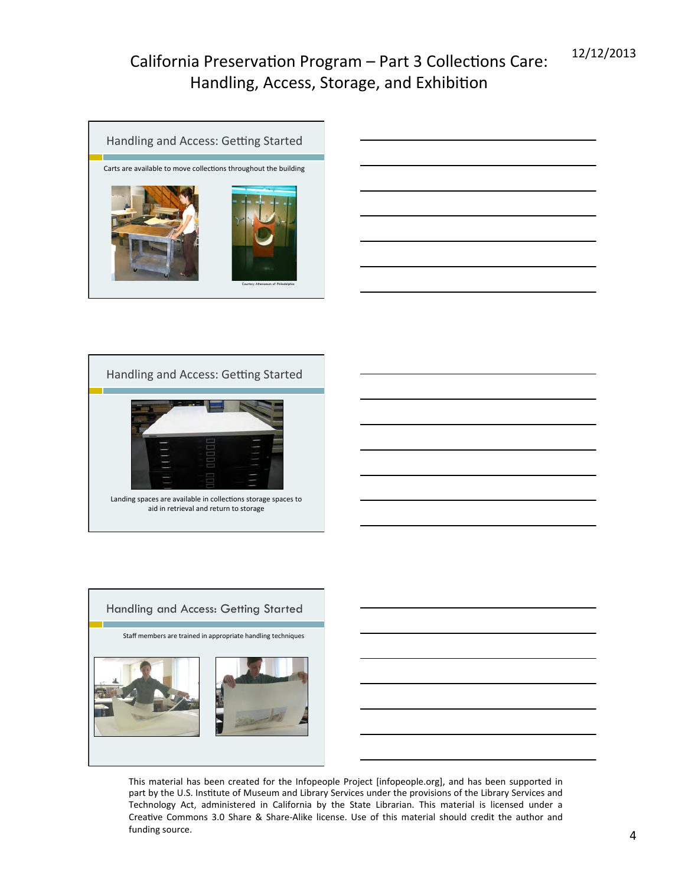## Handling and Access: Getting Started

Carts are available to move collections throughout the building

Courtesy Athenaeum of Philadelphia

## Handling and Access: Getting Started

Landing spaces are available in collections storage spaces to aid in retrieval and return to storage

## Handling and Access: Getting Started

Staff members are trained in appropriate handling techniques

This material has been created for the Infopeople Project [infopeople.org], and has been supported in part by the U.S. Institute of Museum and Library Services under the provisions of the Library Services and Technology Act, administered in California by the State Librarian. This material is licensed under a Creative Commons 3.0 Share & Share-Alike license. Use of this material should credit the author and funding source.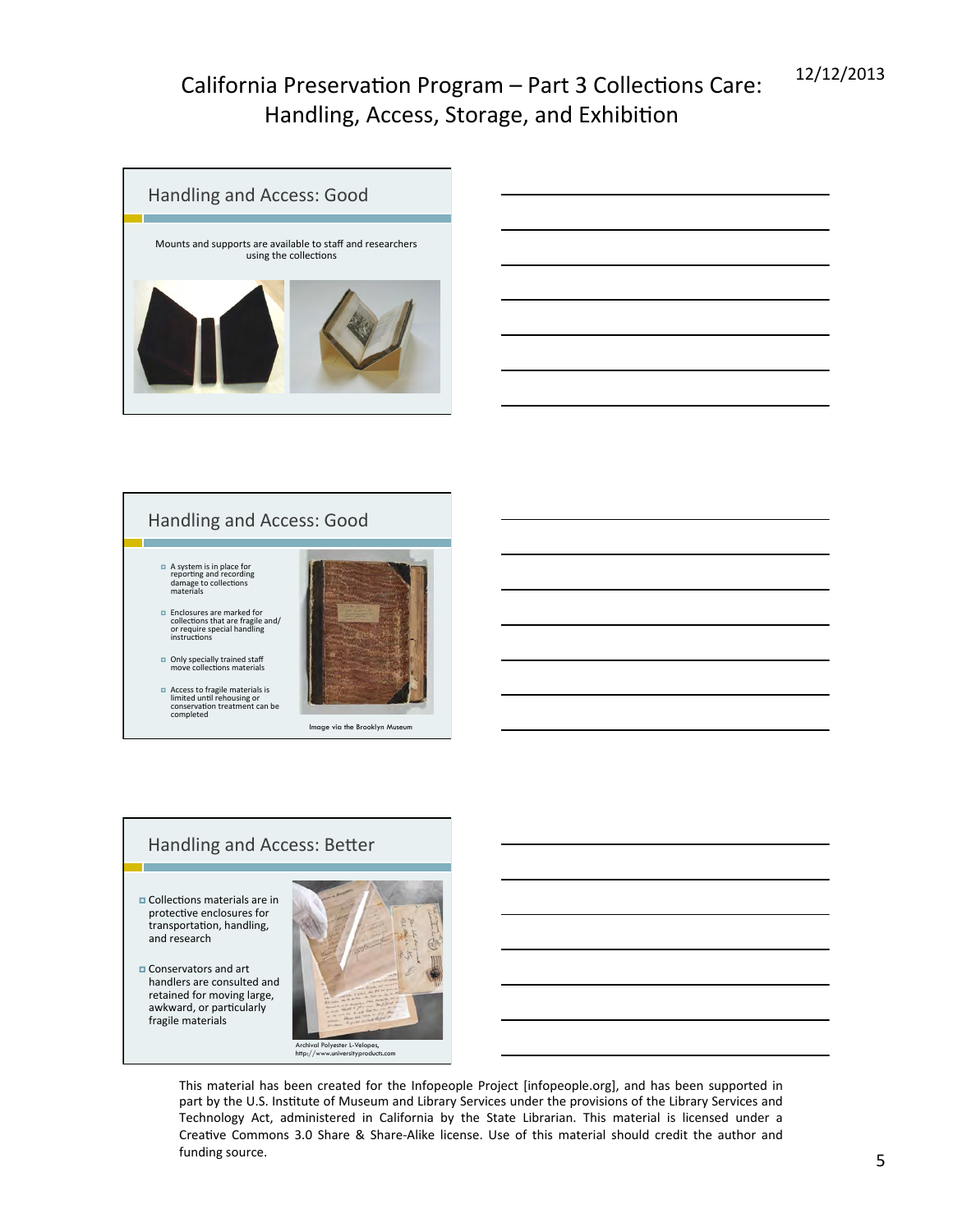## Handling and Access: Good

Mounts and supports are available to staff and researchers using the collections

## Handling and Access: Good

- A system is in place for reporting and recording damage to collections materials
- Enclosures are marked for collections that are fragile and/ or require special handling instructions
- Only specially trained staff move collections materials
- Access to fragile materials is limited until rehousing or conservation treatment can be completed

Image via the Brooklyn Museum

## Handling and Access: Better

- Collections materials are in protective enclosures for transportation, handling, and research
- Conservators and art handlers are consulted and retained for moving large, awkward, or particularly fragile materials

Archival Polyester L-Velopes, http://www.universityproducts.com

This material has been created for the Infopeople Project [infopeople.org], and has been supported in part by the U.S. Institute of Museum and Library Services under the provisions of the Library Services and Technology Act, administered in California by the State Librarian. This material is licensed under a Creative Commons 3.0 Share & Share-Alike license. Use of this material should credit the author and funding source.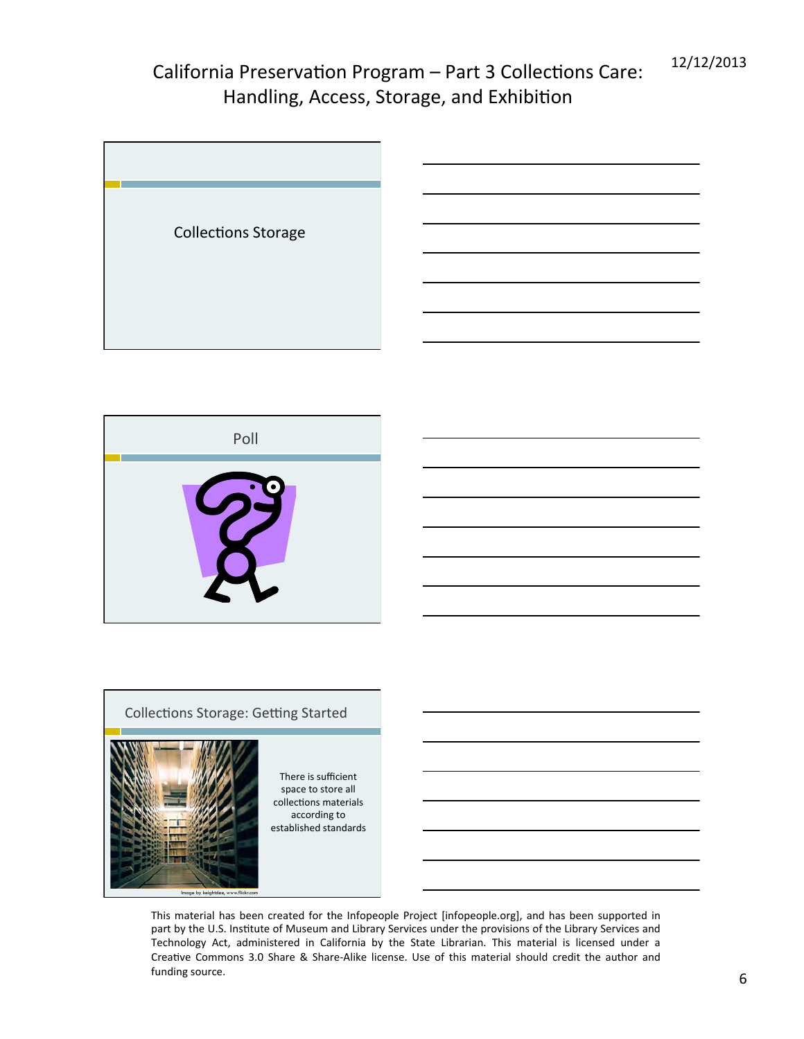## Collections Storage

## Poll

## Collections Storage: Getting Started

There is sufficient space to store all collections materials according to established standards

Image by keightdee, www.flickr.com

This material has been created for the Infopeople Project [infopeople.org], and has been supported in part by the U.S. Institute of Museum and Library Services under the provisions of the Library Services and Technology Act, administered in California by the State Librarian. This material is licensed under a Creative Commons 3.0 Share & Share-Alike license. Use of this material should credit the author and funding source.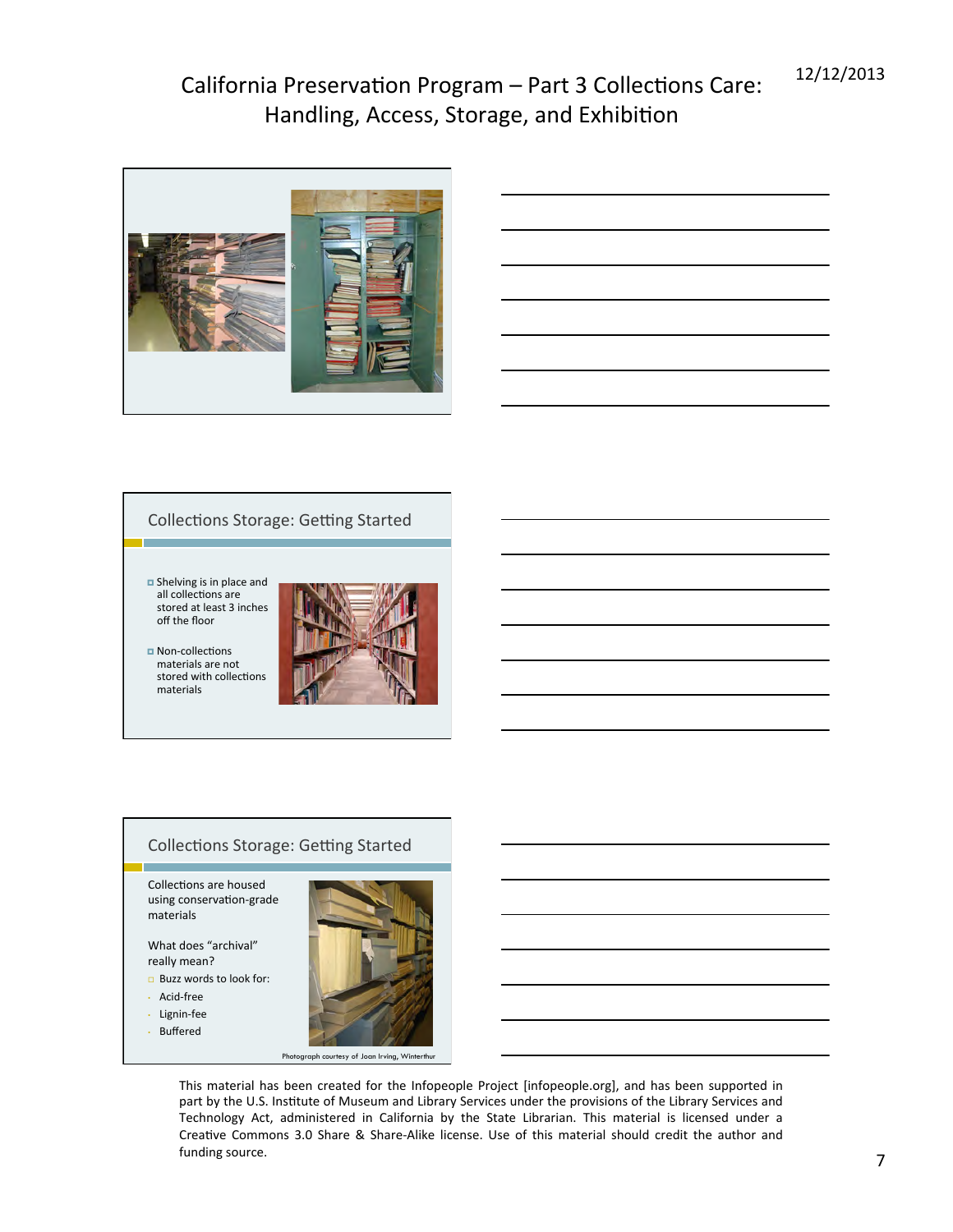## Collections Storage: Getting Started

- Shelving is in place and all collections are stored at least 3 inches off the floor
- Non-collections materials are not stored with collections materials

## Collections Storage: Getting Started

Collections are housed using conservation-grade materials

What does “archival” really mean?

- Buzz words to look for:
  - Acid-free
  - Lignin-fee
  - Buffered

Photograph courtesy of Joan Irving, Winterthur

This material has been created for the Infopeople Project [infopeople.org], and has been supported in part by the U.S. Institute of Museum and Library Services under the provisions of the Library Services and Technology Act, administered in California by the State Librarian. This material is licensed under a Creative Commons 3.0 Share & Share-Alike license. Use of this material should credit the author and funding source.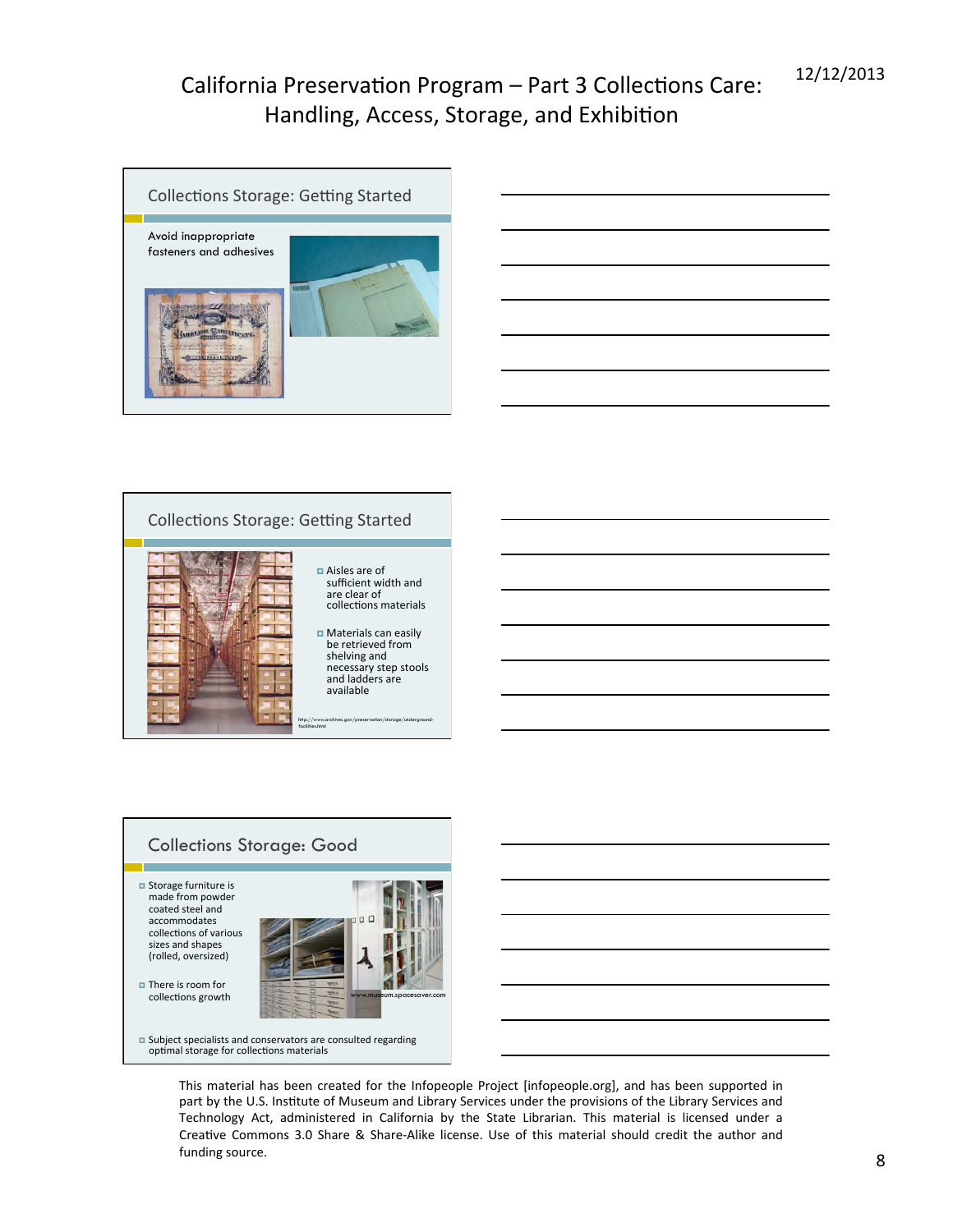# California Preservation Program – Part 3 Collections Care: Handling, Access, Storage, and Exhibition

12/12/2013

## Collections Storage: Getting Started

Avoid inappropriate fasteners and adhesives

## Collections Storage: Getting Started

- Aisles are of sufficient width and are clear of collections materials
- Materials can easily be retrieved from shelving and necessary step stools and ladders are available

http://www.archives.gov/preservation/storage/underground-facilities.html

## Collections Storage: Good

- Storage furniture is made from powder coated steel and accommodates collections of various sizes and shapes (rolled, oversized)
- There is room for collections growth
- Subject specialists and conservators are consulted regarding optimal storage for collections materials

www.museum.spacesaver.com

This material has been created for the Infopeople Project [infopeople.org], and has been supported in part by the U.S. Institute of Museum and Library Services under the provisions of the Library Services and Technology Act, administered in California by the State Librarian. This material is licensed under a Creative Commons 3.0 Share & Share-Alike license. Use of this material should credit the author and funding source.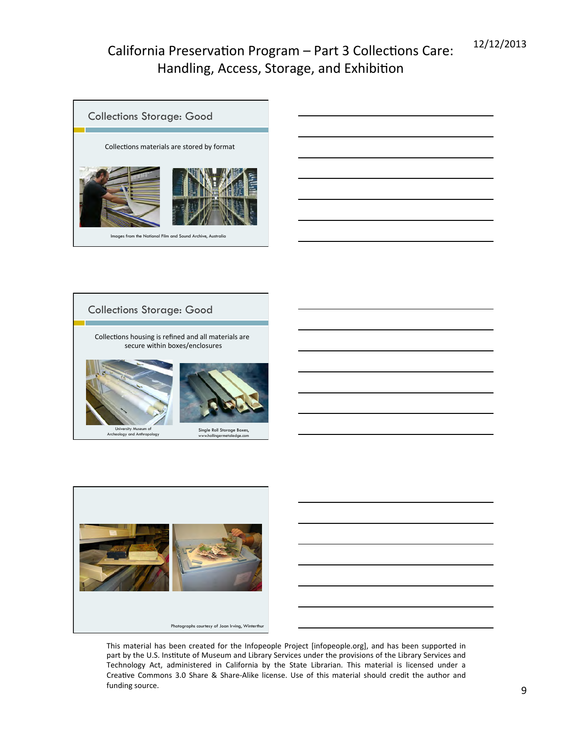## Collections Storage: Good

Collections materials are stored by format

Images from the National Film and Sound Archive, Australia

## Collections Storage: Good

Collections housing is refined and all materials are secure within boxes/enclosures

University Museum of Archeology and Anthropology

Single Roll Storage Boxes, www.hollingermetaledge.com

Photographs courtesy of Joan Irving, Winterthur

This material has been created for the Infopeople Project [infopeople.org], and has been supported in part by the U.S. Institute of Museum and Library Services under the provisions of the Library Services and Technology Act, administered in California by the State Librarian. This material is licensed under a Creative Commons 3.0 Share & Share-Alike license. Use of this material should credit the author and funding source.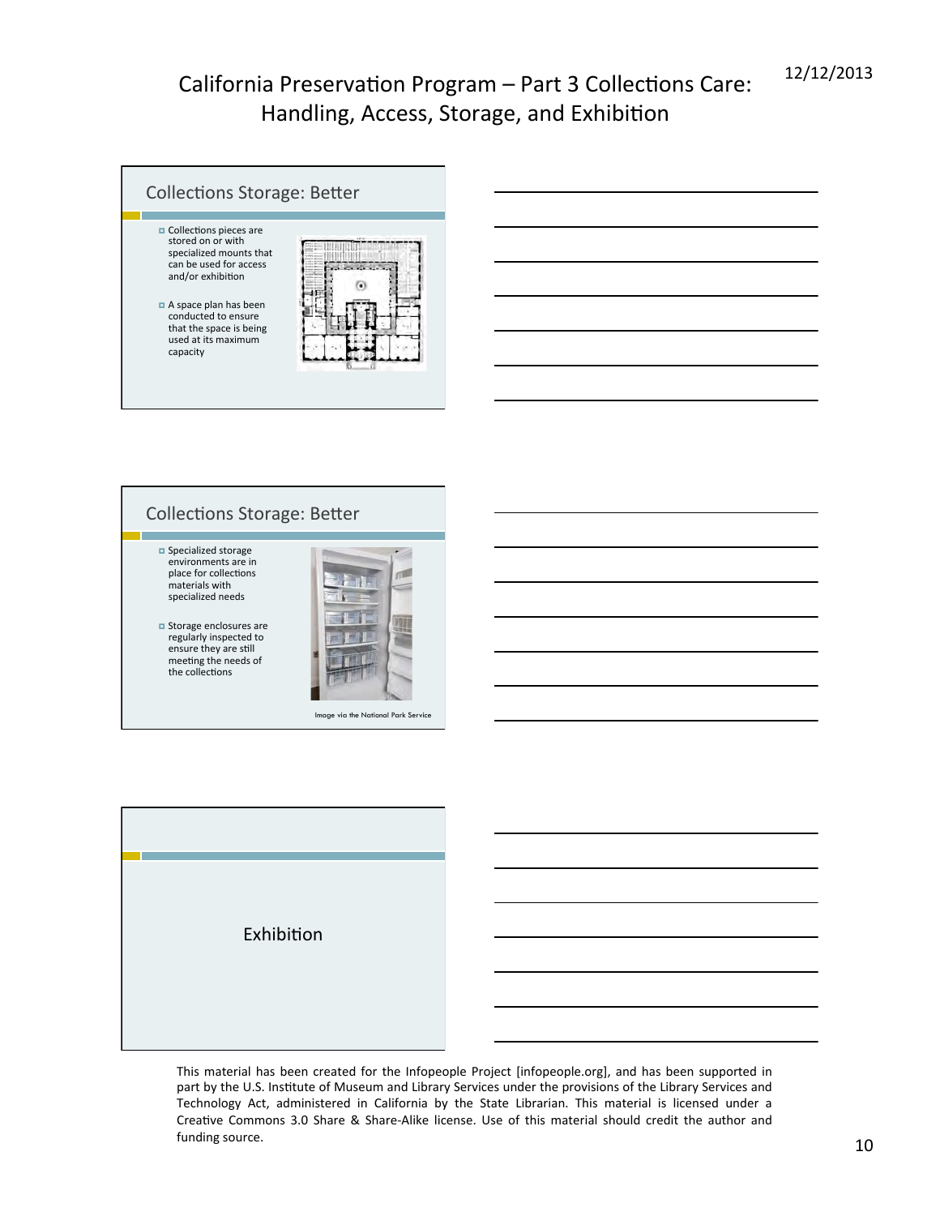## Collections Storage: Better

- Collections pieces are stored on or with specialized mounts that can be used for access and/or exhibition
- A space plan has been conducted to ensure that the space is being used at its maximum capacity

## Collections Storage: Better

- Specialized storage environments are in place for collections materials with specialized needs
- Storage enclosures are regularly inspected to ensure they are still meeting the needs of the collections

Image via the National Park Service

## Exhibition

This material has been created for the Infopeople Project [infopeople.org], and has been supported in part by the U.S. Institute of Museum and Library Services under the provisions of the Library Services and Technology Act, administered in California by the State Librarian. This material is licensed under a Creative Commons 3.0 Share & Share-Alike license. Use of this material should credit the author and funding source.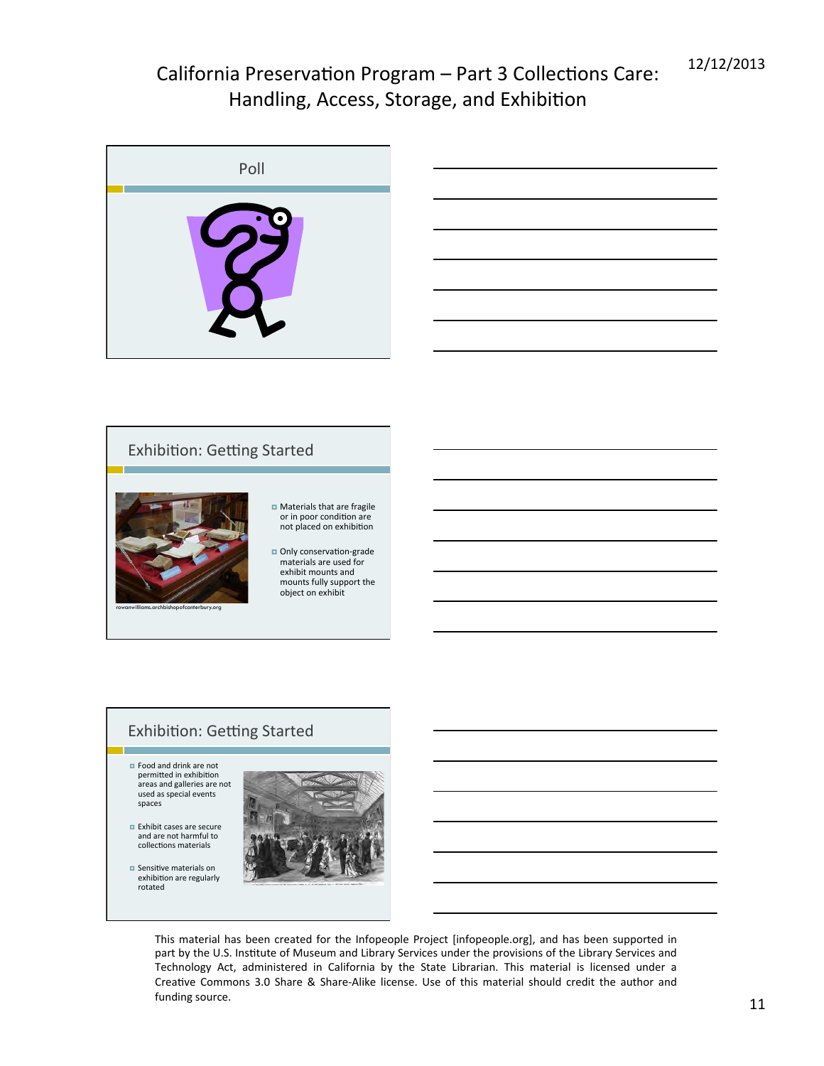## Poll

## Exhibition: Getting Started

rowanwilliams.archbishopofcanterbury.org

- Materials that are fragile or in poor condition are not placed on exhibition
- Only conservation-grade materials are used for exhibit mounts and mounts fully support the object on exhibit

## Exhibition: Getting Started

- Food and drink are not permitted in exhibition areas and galleries are not used as special events spaces
- Exhibit cases are secure and are not harmful to collections materials
- Sensitive materials on exhibition are regularly rotated

This material has been created for the Infopeople Project [infopeople.org], and has been supported in part by the U.S. Institute of Museum and Library Services under the provisions of the Library Services and Technology Act, administered in California by the State Librarian. This material is licensed under a Creative Commons 3.0 Share & Share-Alike license. Use of this material should credit the author and funding source.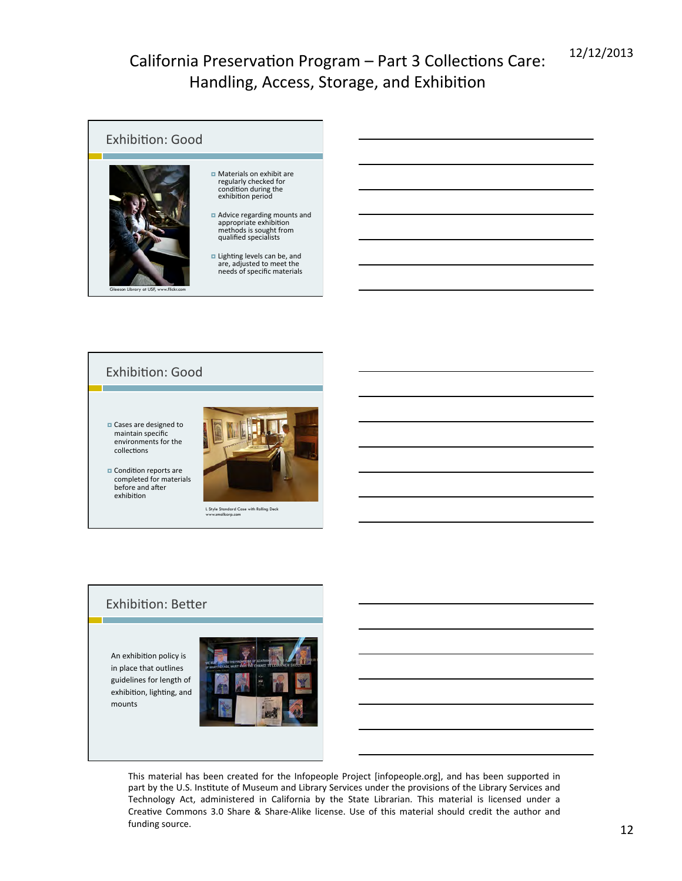## Exhibition: Good

Gleeson Library at USF, www.flickr.com

- Materials on exhibit are regularly checked for condition during the exhibition period
- Advice regarding mounts and appropriate exhibition methods is sought from qualified specialists
- Lighting levels can be, and are, adjusted to meet the needs of specific materials

## Exhibition: Good

- Cases are designed to maintain specific environments for the collections
- Condition reports are completed for materials before and after exhibition

L Style Standard Case with Rolling Deck
www.smallcorp.com

## Exhibition: Better

An exhibition policy is in place that outlines guidelines for length of exhibition, lighting, and mounts

This material has been created for the Infopeople Project [infopeople.org], and has been supported in part by the U.S. Institute of Museum and Library Services under the provisions of the Library Services and Technology Act, administered in California by the State Librarian. This material is licensed under a Creative Commons 3.0 Share & Share-Alike license. Use of this material should credit the author and funding source.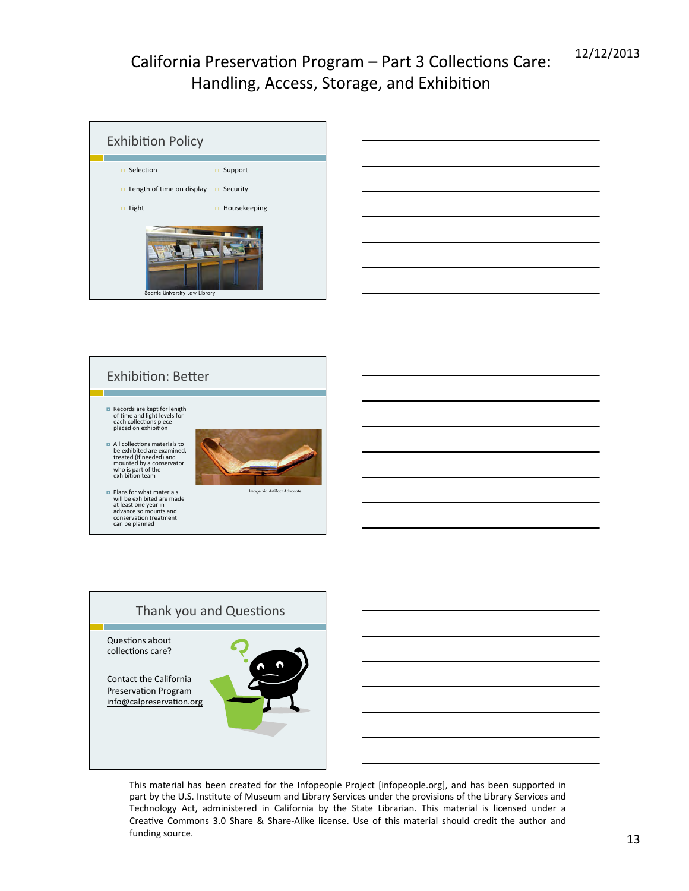## Exhibition Policy

- Selection
- Length of time on display
- Light
- Support
- Security
- Housekeeping

Seattle University Law Library

## Exhibition: Better

- Records are kept for length of time and light levels for each collections piece placed on exhibition
- All collections materials to be exhibited are examined, treated (if needed) and mounted by a conservator who is part of the exhibition team
- Plans for what materials will be exhibited are made at least one year in advance so mounts and conservation treatment can be planned

Image via Artifact Advocate

## Thank you and Questions

Questions about collections care?

Contact the California Preservation Program
info@calpreservation.org

This material has been created for the Infopeople Project [infopeople.org], and has been supported in part by the U.S. Institute of Museum and Library Services under the provisions of the Library Services and Technology Act, administered in California by the State Librarian. This material is licensed under a Creative Commons 3.0 Share & Share-Alike license. Use of this material should credit the author and funding source.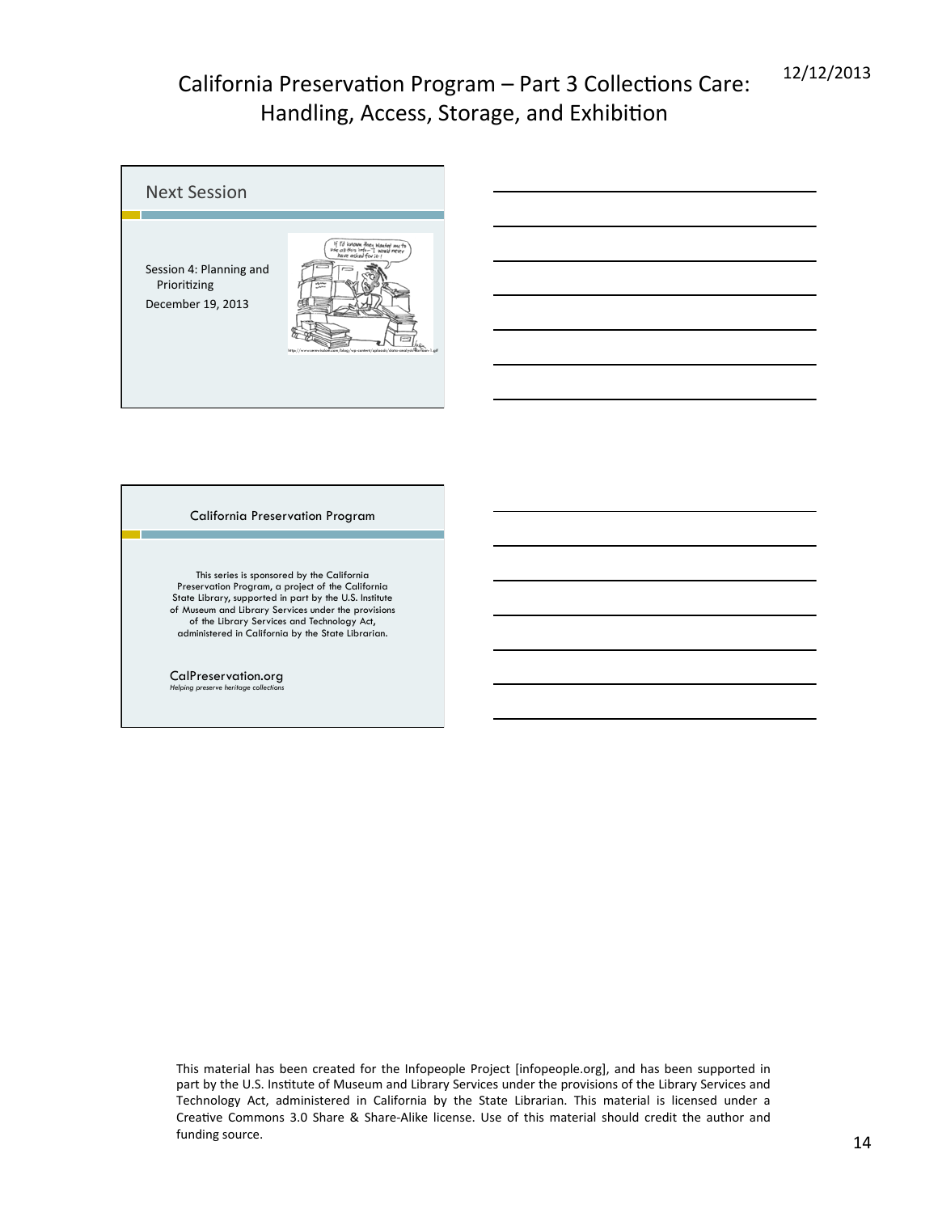## Next Session

Session 4: Planning and Prioritizing

December 19, 2013

https://www.sonoriadesign.com/blog/wp-content/uploads/data-analysis-cartoon-1.gif

## California Preservation Program

This series is sponsored by the California Preservation Program, a project of the California State Library, supported in part by the U.S. Institute of Museum and Library Services under the provisions of the Library Services and Technology Act, administered in California by the State Librarian.

CalPreservation.org

*Helping preserve heritage collections*

This material has been created for the Infopeople Project [infopeople.org], and has been supported in part by the U.S. Institute of Museum and Library Services under the provisions of the Library Services and Technology Act, administered in California by the State Librarian. This material is licensed under a Creative Commons 3.0 Share & Share-Alike license. Use of this material should credit the author and funding source.